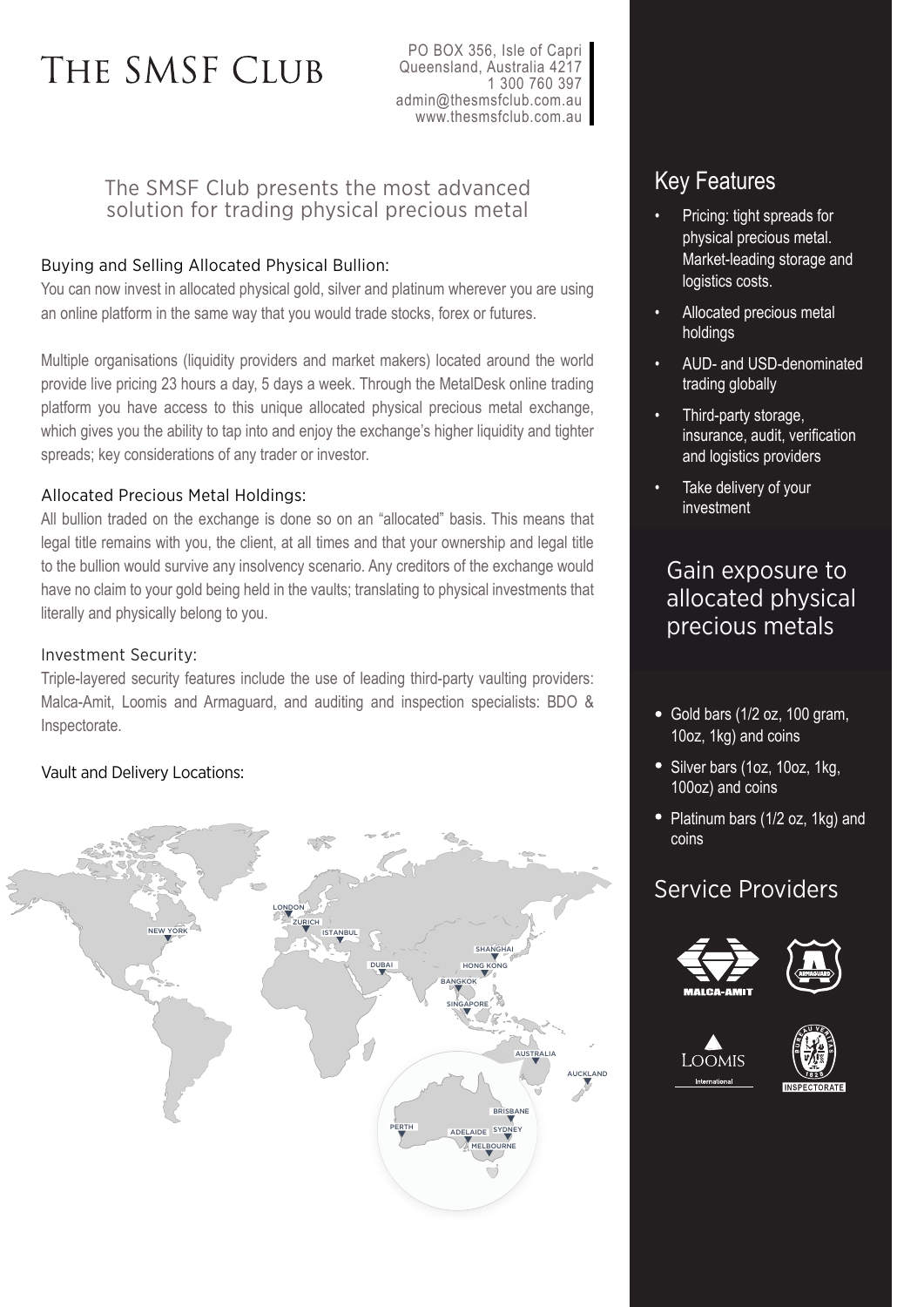# The SMSF Club

PO BOX 356, Isle of Capri
Queensland, Australia 4217
1 300 760 397
admin@thesmsfclub.com.au
www.thesmsfclub.com.au

## The SMSF Club presents the most advanced solution for trading physical precious metal

### Buying and Selling Allocated Physical Bullion:

You can now invest in allocated physical gold, silver and platinum wherever you are using an online platform in the same way that you would trade stocks, forex or futures.

Multiple organisations (liquidity providers and market makers) located around the world provide live pricing 23 hours a day, 5 days a week. Through the MetalDesk online trading platform you have access to this unique allocated physical precious metal exchange, which gives you the ability to tap into and enjoy the exchange's higher liquidity and tighter spreads; key considerations of any trader or investor.

### Allocated Precious Metal Holdings:

All bullion traded on the exchange is done so on an "allocated" basis. This means that legal title remains with you, the client, at all times and that your ownership and legal title to the bullion would survive any insolvency scenario. Any creditors of the exchange would have no claim to your gold being held in the vaults; translating to physical investments that literally and physically belong to you.

### Investment Security:

Triple-layered security features include the use of leading third-party vaulting providers: Malca-Amit, Loomis and Armaguard, and auditing and inspection specialists: BDO & Inspectorate.

### Vault and Delivery Locations:

LONDON, ZURICH, ISTANBUL, NEW YORK, DUBAI, SHANGHAI, HONG KONG, BANGKOK, SINGAPORE, AUSTRALIA, AUCKLAND, PERTH, ADELAIDE, BRISBANE, SYDNEY, MELBOURNE

## Key Features

- Pricing: tight spreads for physical precious metal. Market-leading storage and logistics costs.
- Allocated precious metal holdings
- AUD- and USD-denominated trading globally
- Third-party storage, insurance, audit, verification and logistics providers
- Take delivery of your investment

## Gain exposure to allocated physical precious metals

- Gold bars (1/2 oz, 100 gram, 10oz, 1kg) and coins
- Silver bars (1oz, 10oz, 1kg, 100oz) and coins
- Platinum bars (1/2 oz, 1kg) and coins

## Service Providers

MALCA-AMIT, ARMAGUARD, LOOMIS International, INSPECTORATE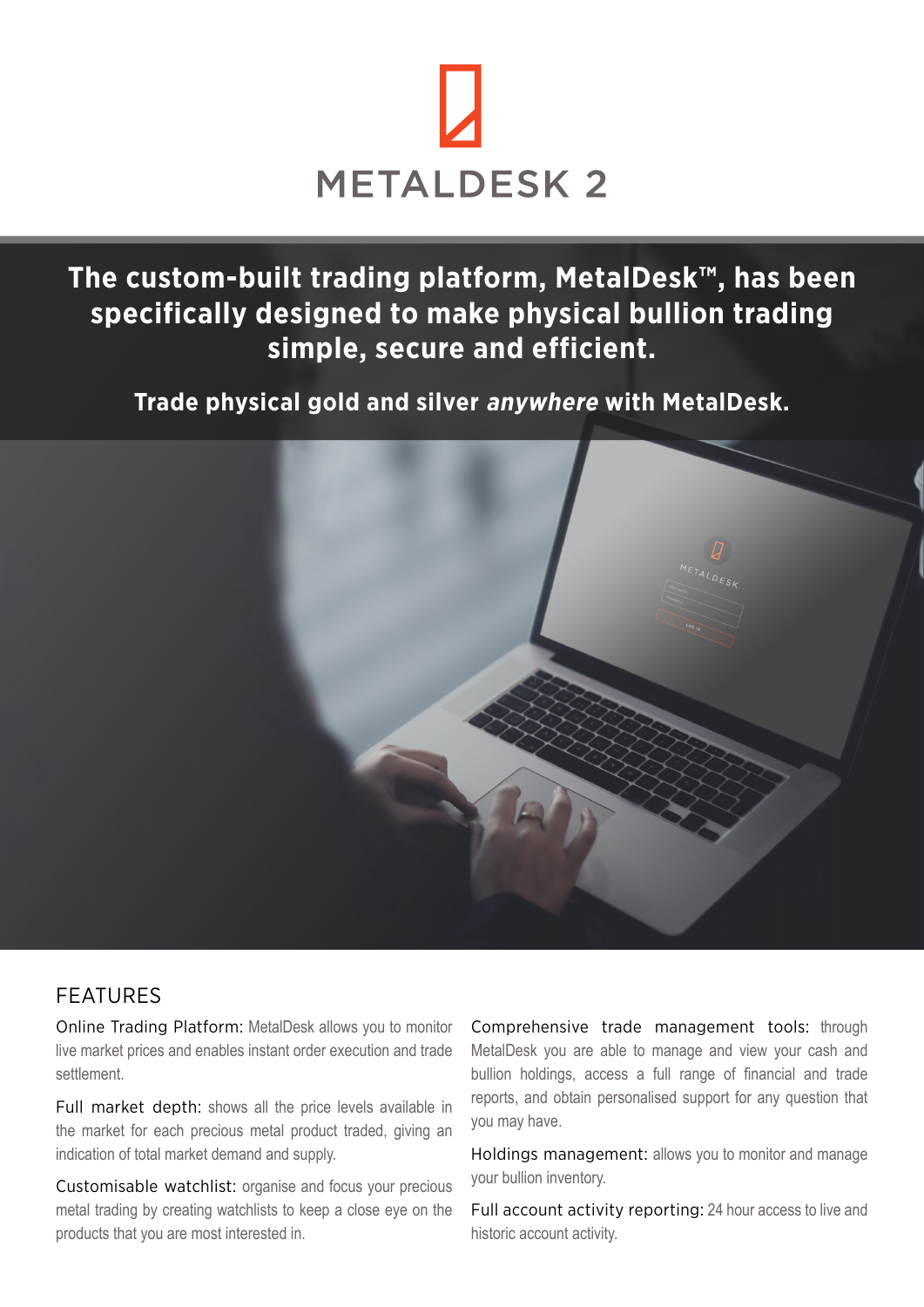# METALDESK 2

**The custom-built trading platform, MetalDesk™, has been specifically designed to make physical bullion trading simple, secure and efficient.**

**Trade physical gold and silver *anywhere* with MetalDesk.**

## FEATURES

Online Trading Platform: MetalDesk allows you to monitor live market prices and enables instant order execution and trade settlement.

Full market depth: shows all the price levels available in the market for each precious metal product traded, giving an indication of total market demand and supply.

Customisable watchlist: organise and focus your precious metal trading by creating watchlists to keep a close eye on the products that you are most interested in.

Comprehensive trade management tools: through MetalDesk you are able to manage and view your cash and bullion holdings, access a full range of financial and trade reports, and obtain personalised support for any question that you may have.

Holdings management: allows you to monitor and manage your bullion inventory.

Full account activity reporting: 24 hour access to live and historic account activity.